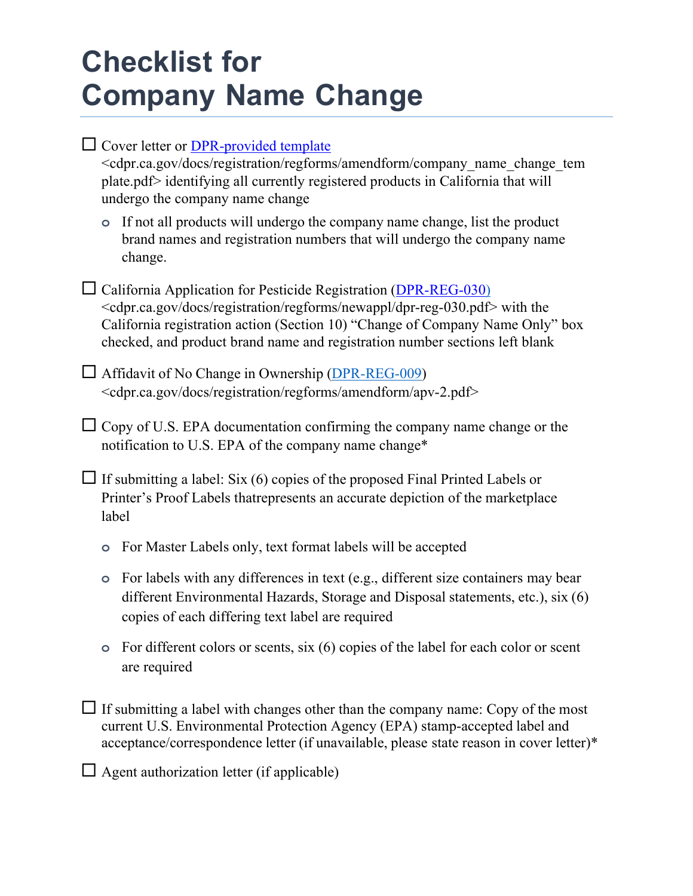# Checklist for Company Name Change

- ☐ Cover letter or [DPR-provided template](cdpr.ca.gov/docs/registration/regforms/amendform/company_name_change_template.pdf) <cdpr.ca.gov/docs/registration/regforms/amendform/company_name_change_template.pdf> identifying all currently registered products in California that will undergo the company name change
  - If not all products will undergo the company name change, list the product brand names and registration numbers that will undergo the company name change.

- ☐ California Application for Pesticide Registration ([DPR-REG-030)](cdpr.ca.gov/docs/registration/regforms/newappl/dpr-reg-030.pdf) <cdpr.ca.gov/docs/registration/regforms/newappl/dpr-reg-030.pdf> with the California registration action (Section 10) "Change of Company Name Only" box checked, and product brand name and registration number sections left blank

- ☐ Affidavit of No Change in Ownership ([DPR-REG-009](cdpr.ca.gov/docs/registration/regforms/amendform/apv-2.pdf)) <cdpr.ca.gov/docs/registration/regforms/amendform/apv-2.pdf>

- ☐ Copy of U.S. EPA documentation confirming the company name change or the notification to U.S. EPA of the company name change*

- ☐ If submitting a label: Six (6) copies of the proposed Final Printed Labels or Printer's Proof Labels thatrepresents an accurate depiction of the marketplace label
  - For Master Labels only, text format labels will be accepted
  - For labels with any differences in text (e.g., different size containers may bear different Environmental Hazards, Storage and Disposal statements, etc.), six (6) copies of each differing text label are required
  - For different colors or scents, six (6) copies of the label for each color or scent are required

- ☐ If submitting a label with changes other than the company name: Copy of the most current U.S. Environmental Protection Agency (EPA) stamp-accepted label and acceptance/correspondence letter (if unavailable, please state reason in cover letter)*

- ☐ Agent authorization letter (if applicable)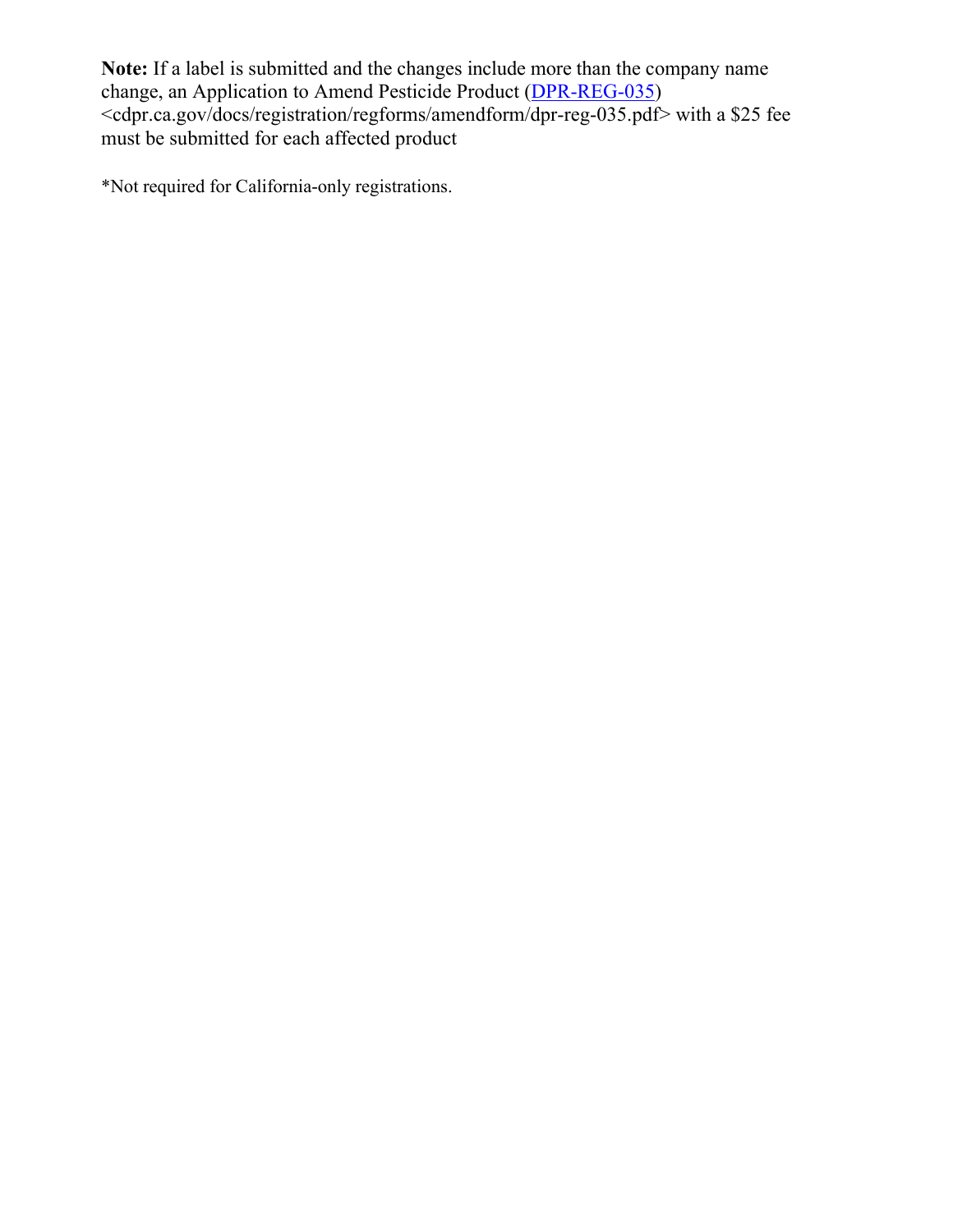**Note:** If a label is submitted and the changes include more than the company name change, an Application to Amend Pesticide Product (DPR-REG-035) <cdpr.ca.gov/docs/registration/regforms/amendform/dpr-reg-035.pdf> with a $25 fee must be submitted for each affected product

*Not required for California-only registrations.